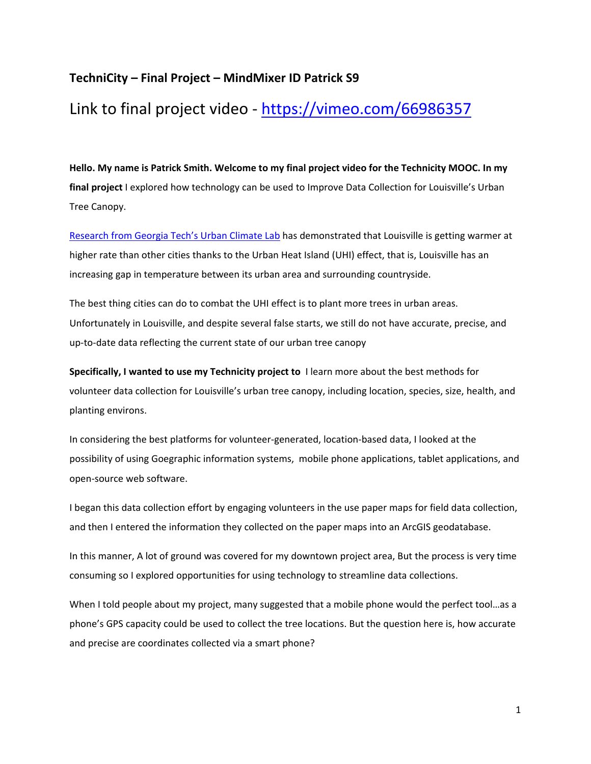### TechniCity – Final Project – MindMixer ID Patrick S9

## Link to final project video - [https://vimeo.com/66986357](https://vimeo.com/66986357)

**Hello. My name is Patrick Smith. Welcome to my final project video for the Technicity MOOC. In my final project** I explored how technology can be used to Improve Data Collection for Louisville's Urban Tree Canopy.

[Research from Georgia Tech's Urban Climate Lab]() has demonstrated that Louisville is getting warmer at higher rate than other cities thanks to the Urban Heat Island (UHI) effect, that is, Louisville has an increasing gap in temperature between its urban area and surrounding countryside.

The best thing cities can do to combat the UHI effect is to plant more trees in urban areas. Unfortunately in Louisville, and despite several false starts, we still do not have accurate, precise, and up-to-date data reflecting the current state of our urban tree canopy

**Specifically, I wanted to use my Technicity project to** I learn more about the best methods for volunteer data collection for Louisville's urban tree canopy, including location, species, size, health, and planting environs.

In considering the best platforms for volunteer-generated, location-based data, I looked at the possibility of using Goegraphic information systems, mobile phone applications, tablet applications, and open-source web software.

I began this data collection effort by engaging volunteers in the use paper maps for field data collection, and then I entered the information they collected on the paper maps into an ArcGIS geodatabase.

In this manner, A lot of ground was covered for my downtown project area, But the process is very time consuming so I explored opportunities for using technology to streamline data collections.

When I told people about my project, many suggested that a mobile phone would the perfect tool…as a phone's GPS capacity could be used to collect the tree locations. But the question here is, how accurate and precise are coordinates collected via a smart phone?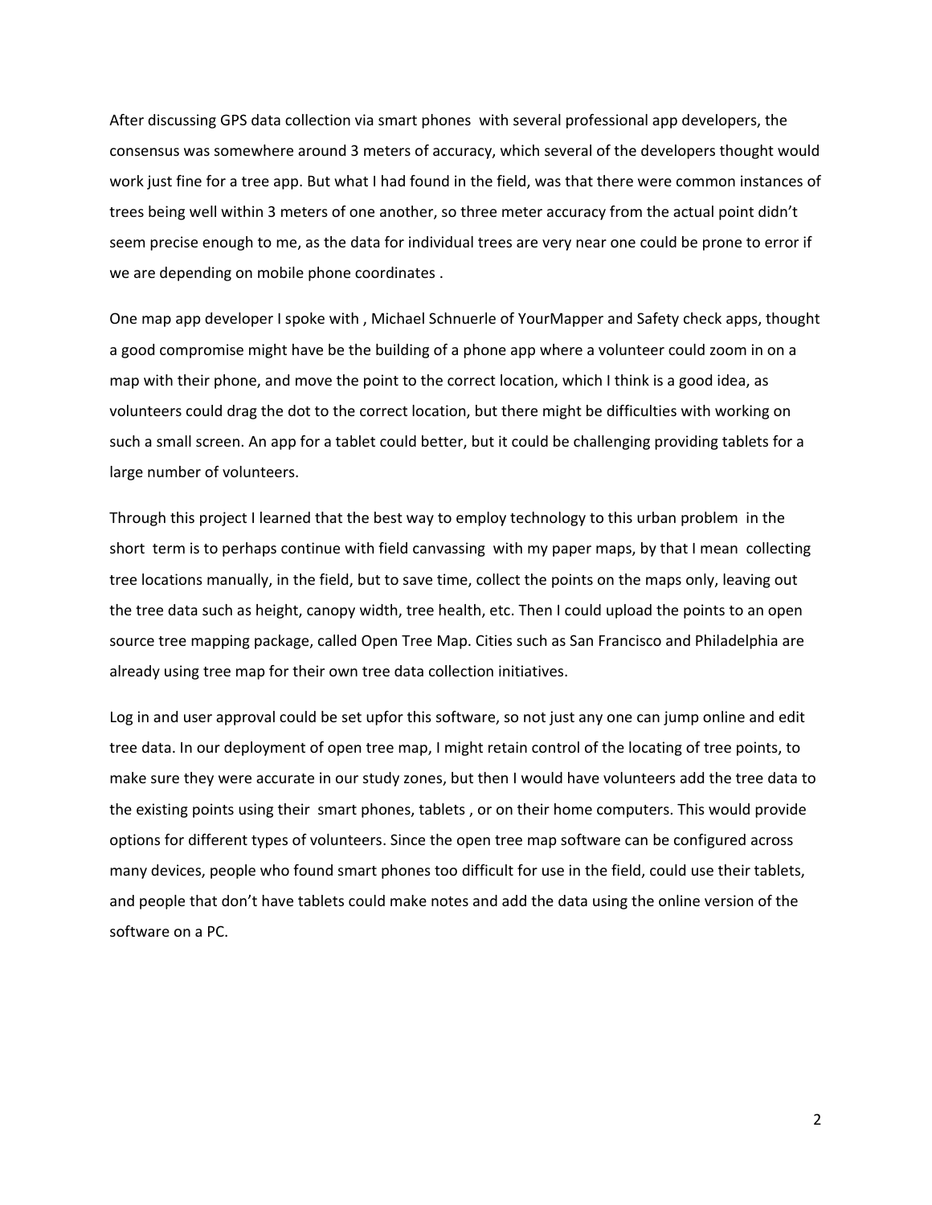After discussing GPS data collection via smart phones with several professional app developers, the consensus was somewhere around 3 meters of accuracy, which several of the developers thought would work just fine for a tree app. But what I had found in the field, was that there were common instances of trees being well within 3 meters of one another, so three meter accuracy from the actual point didn't seem precise enough to me, as the data for individual trees are very near one could be prone to error if we are depending on mobile phone coordinates .

One map app developer I spoke with , Michael Schnuerle of YourMapper and Safety check apps, thought a good compromise might have be the building of a phone app where a volunteer could zoom in on a map with their phone, and move the point to the correct location, which I think is a good idea, as volunteers could drag the dot to the correct location, but there might be difficulties with working on such a small screen. An app for a tablet could better, but it could be challenging providing tablets for a large number of volunteers.

Through this project I learned that the best way to employ technology to this urban problem in the short term is to perhaps continue with field canvassing with my paper maps, by that I mean collecting tree locations manually, in the field, but to save time, collect the points on the maps only, leaving out the tree data such as height, canopy width, tree health, etc. Then I could upload the points to an open source tree mapping package, called Open Tree Map. Cities such as San Francisco and Philadelphia are already using tree map for their own tree data collection initiatives.

Log in and user approval could be set upfor this software, so not just any one can jump online and edit tree data. In our deployment of open tree map, I might retain control of the locating of tree points, to make sure they were accurate in our study zones, but then I would have volunteers add the tree data to the existing points using their smart phones, tablets , or on their home computers. This would provide options for different types of volunteers. Since the open tree map software can be configured across many devices, people who found smart phones too difficult for use in the field, could use their tablets, and people that don't have tablets could make notes and add the data using the online version of the software on a PC.